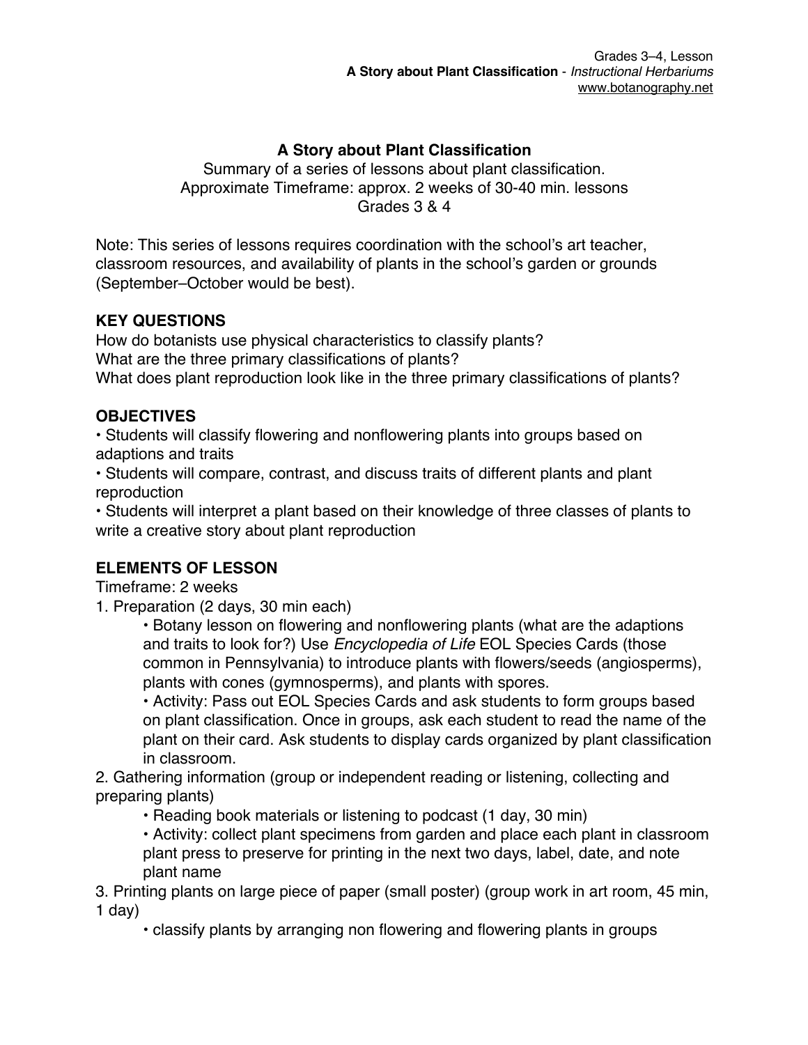# A Story about Plant Classification

Summary of a series of lessons about plant classification.
Approximate Timeframe: approx. 2 weeks of 30-40 min. lessons
Grades 3 & 4

Note: This series of lessons requires coordination with the school's art teacher, classroom resources, and availability of plants in the school's garden or grounds (September–October would be best).

## KEY QUESTIONS

How do botanists use physical characteristics to classify plants?
What are the three primary classifications of plants?
What does plant reproduction look like in the three primary classifications of plants?

## OBJECTIVES

- Students will classify flowering and nonflowering plants into groups based on adaptions and traits
- Students will compare, contrast, and discuss traits of different plants and plant reproduction
- Students will interpret a plant based on their knowledge of three classes of plants to write a creative story about plant reproduction

## ELEMENTS OF LESSON

Timeframe: 2 weeks

1. Preparation (2 days, 30 min each)
   - Botany lesson on flowering and nonflowering plants (what are the adaptions and traits to look for?) Use *Encyclopedia of Life* EOL Species Cards (those common in Pennsylvania) to introduce plants with flowers/seeds (angiosperms), plants with cones (gymnosperms), and plants with spores.
   - Activity: Pass out EOL Species Cards and ask students to form groups based on plant classification. Once in groups, ask each student to read the name of the plant on their card. Ask students to display cards organized by plant classification in classroom.
2. Gathering information (group or independent reading or listening, collecting and preparing plants)
   - Reading book materials or listening to podcast (1 day, 30 min)
   - Activity: collect plant specimens from garden and place each plant in classroom plant press to preserve for printing in the next two days, label, date, and note plant name
3. Printing plants on large piece of paper (small poster) (group work in art room, 45 min, 1 day)
   - classify plants by arranging non flowering and flowering plants in groups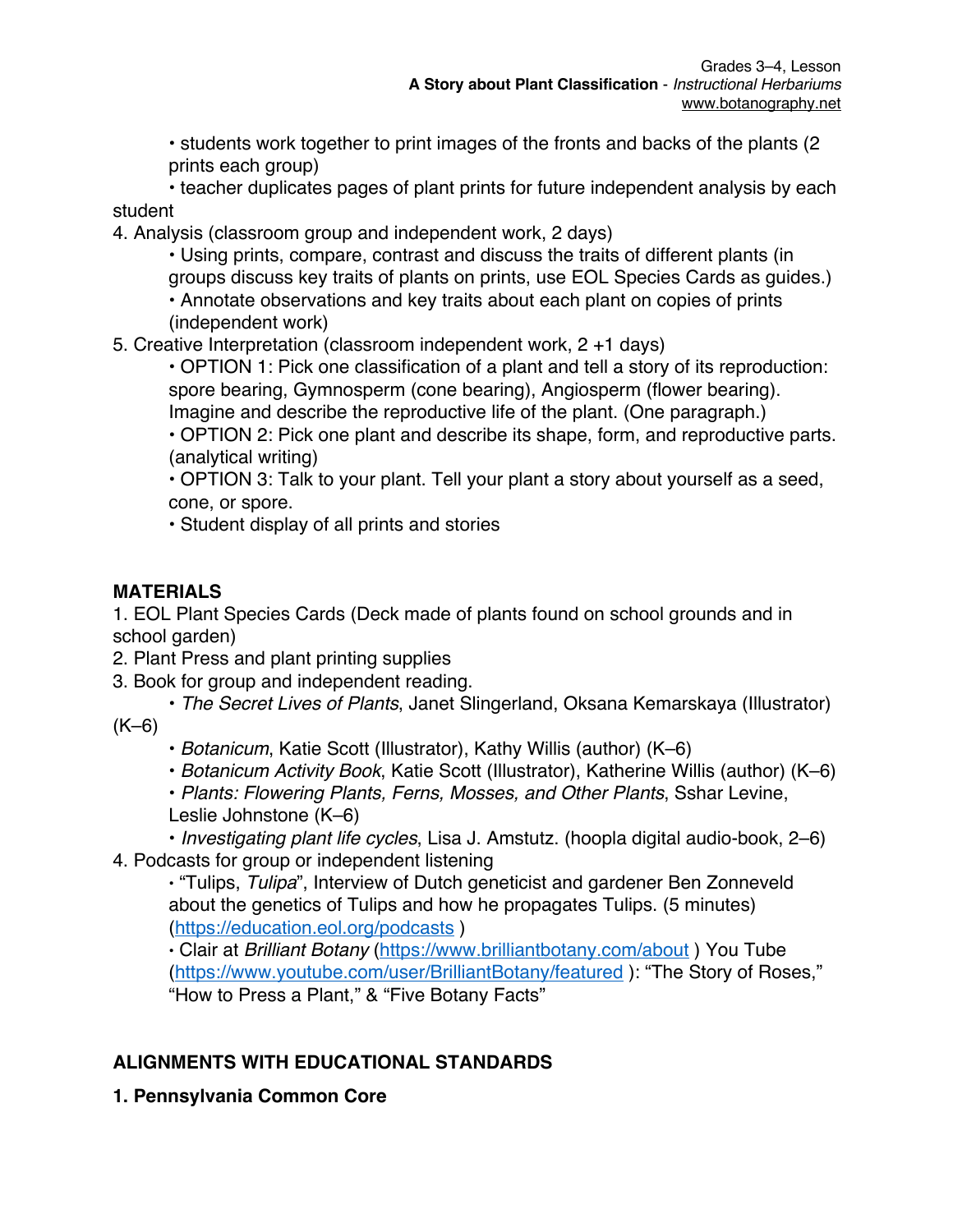- students work together to print images of the fronts and backs of the plants (2 prints each group)
  - teacher duplicates pages of plant prints for future independent analysis by each student
4. Analysis (classroom group and independent work, 2 days)
  - Using prints, compare, contrast and discuss the traits of different plants (in groups discuss key traits of plants on prints, use EOL Species Cards as guides.)
  - Annotate observations and key traits about each plant on copies of prints (independent work)
5. Creative Interpretation (classroom independent work, 2 +1 days)
  - OPTION 1: Pick one classification of a plant and tell a story of its reproduction: spore bearing, Gymnosperm (cone bearing), Angiosperm (flower bearing). Imagine and describe the reproductive life of the plant. (One paragraph.)
  - OPTION 2: Pick one plant and describe its shape, form, and reproductive parts. (analytical writing)
  - OPTION 3: Talk to your plant. Tell your plant a story about yourself as a seed, cone, or spore.
  - Student display of all prints and stories

## MATERIALS

1. EOL Plant Species Cards (Deck made of plants found on school grounds and in school garden)
2. Plant Press and plant printing supplies
3. Book for group and independent reading.
  - *The Secret Lives of Plants*, Janet Slingerland, Oksana Kemarskaya (Illustrator) (K–6)
  - *Botanicum*, Katie Scott (Illustrator), Kathy Willis (author) (K–6)
  - *Botanicum Activity Book*, Katie Scott (Illustrator), Katherine Willis (author) (K–6)
  - *Plants: Flowering Plants, Ferns, Mosses, and Other Plants*, Sshar Levine, Leslie Johnstone (K–6)
  - *Investigating plant life cycles*, Lisa J. Amstutz. (hoopla digital audio-book, 2–6)
4. Podcasts for group or independent listening
  - "Tulips, *Tulipa*", Interview of Dutch geneticist and gardener Ben Zonneveld about the genetics of Tulips and how he propagates Tulips. (5 minutes) (https://education.eol.org/podcasts )
  - Clair at *Brilliant Botany* (https://www.brilliantbotany.com/about ) You Tube (https://www.youtube.com/user/BrilliantBotany/featured ): "The Story of Roses," "How to Press a Plant," & "Five Botany Facts"

## ALIGNMENTS WITH EDUCATIONAL STANDARDS

### 1. Pennsylvania Common Core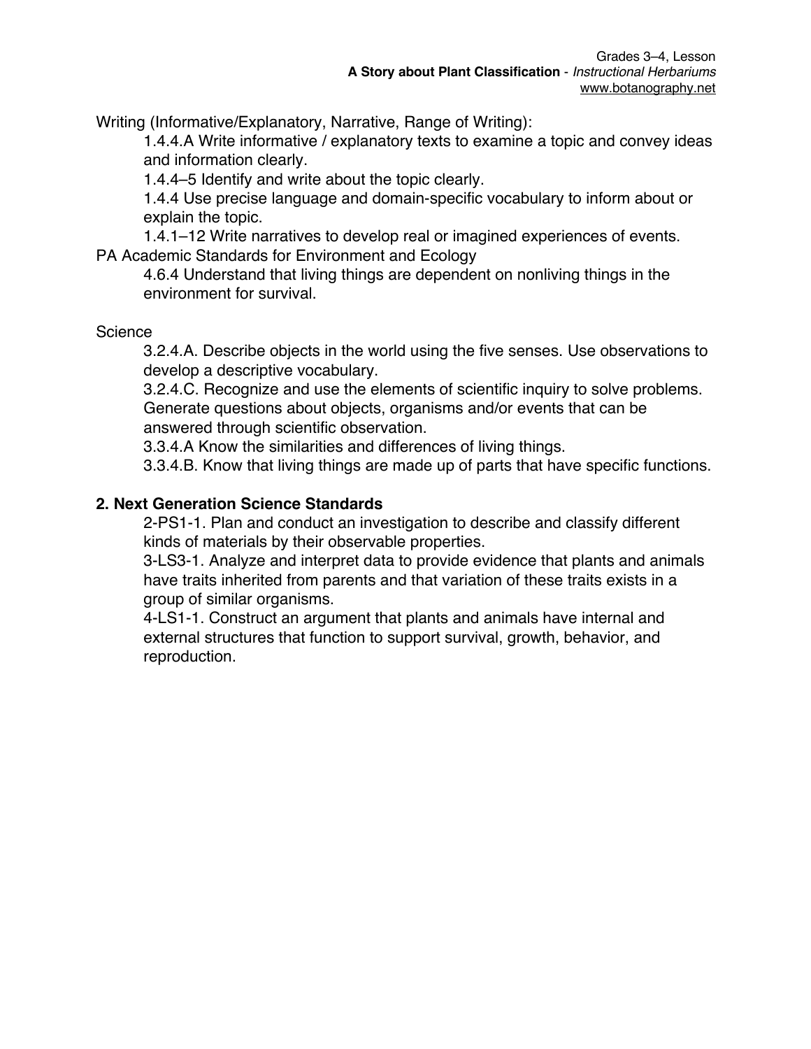Writing (Informative/Explanatory, Narrative, Range of Writing):

1.4.4.A Write informative / explanatory texts to examine a topic and convey ideas and information clearly.

1.4.4–5 Identify and write about the topic clearly.

1.4.4 Use precise language and domain-specific vocabulary to inform about or explain the topic.

1.4.1–12 Write narratives to develop real or imagined experiences of events.

PA Academic Standards for Environment and Ecology

4.6.4 Understand that living things are dependent on nonliving things in the environment for survival.

Science

3.2.4.A. Describe objects in the world using the five senses. Use observations to develop a descriptive vocabulary.

3.2.4.C. Recognize and use the elements of scientific inquiry to solve problems. Generate questions about objects, organisms and/or events that can be answered through scientific observation.

3.3.4.A Know the similarities and differences of living things.

3.3.4.B. Know that living things are made up of parts that have specific functions.

**2. Next Generation Science Standards**

2-PS1-1. Plan and conduct an investigation to describe and classify different kinds of materials by their observable properties.

3-LS3-1. Analyze and interpret data to provide evidence that plants and animals have traits inherited from parents and that variation of these traits exists in a group of similar organisms.

4-LS1-1. Construct an argument that plants and animals have internal and external structures that function to support survival, growth, behavior, and reproduction.